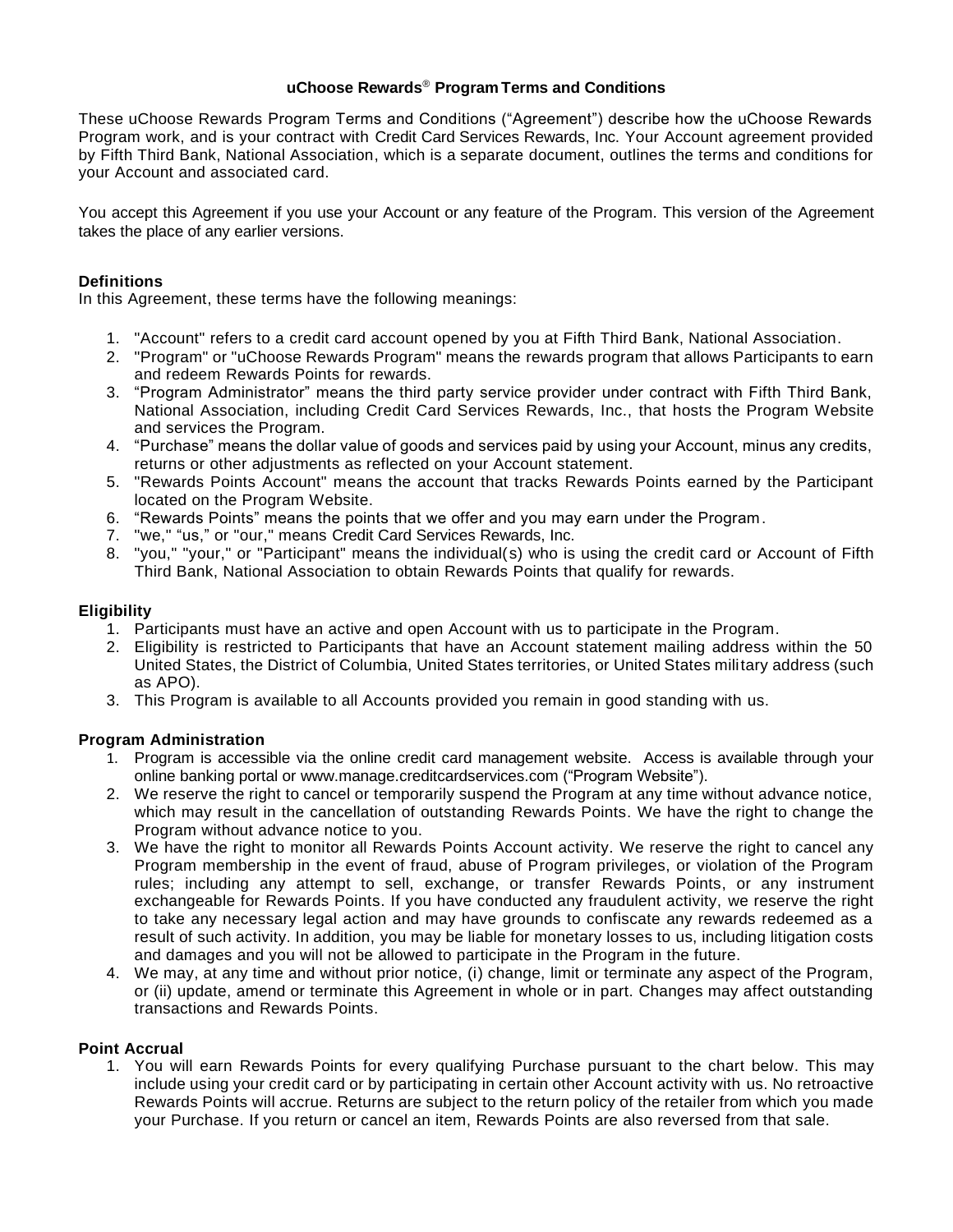# uChoose Rewards® Program Terms and Conditions

These uChoose Rewards Program Terms and Conditions ("Agreement") describe how the uChoose Rewards Program work, and is your contract with Credit Card Services Rewards, Inc. Your Account agreement provided by Fifth Third Bank, National Association, which is a separate document, outlines the terms and conditions for your Account and associated card.

You accept this Agreement if you use your Account or any feature of the Program. This version of the Agreement takes the place of any earlier versions.

## Definitions

In this Agreement, these terms have the following meanings:

1. "Account" refers to a credit card account opened by you at Fifth Third Bank, National Association.
2. "Program" or "uChoose Rewards Program" means the rewards program that allows Participants to earn and redeem Rewards Points for rewards.
3. "Program Administrator" means the third party service provider under contract with Fifth Third Bank, National Association, including Credit Card Services Rewards, Inc., that hosts the Program Website and services the Program.
4. "Purchase" means the dollar value of goods and services paid by using your Account, minus any credits, returns or other adjustments as reflected on your Account statement.
5. "Rewards Points Account" means the account that tracks Rewards Points earned by the Participant located on the Program Website.
6. "Rewards Points" means the points that we offer and you may earn under the Program.
7. "we," "us," or "our," means Credit Card Services Rewards, Inc.
8. "you," "your," or "Participant" means the individual(s) who is using the credit card or Account of Fifth Third Bank, National Association to obtain Rewards Points that qualify for rewards.

## Eligibility

1. Participants must have an active and open Account with us to participate in the Program.
2. Eligibility is restricted to Participants that have an Account statement mailing address within the 50 United States, the District of Columbia, United States territories, or United States military address (such as APO).
3. This Program is available to all Accounts provided you remain in good standing with us.

## Program Administration

1. Program is accessible via the online credit card management website. Access is available through your online banking portal or www.manage.creditcardservices.com ("Program Website").
2. We reserve the right to cancel or temporarily suspend the Program at any time without advance notice, which may result in the cancellation of outstanding Rewards Points. We have the right to change the Program without advance notice to you.
3. We have the right to monitor all Rewards Points Account activity. We reserve the right to cancel any Program membership in the event of fraud, abuse of Program privileges, or violation of the Program rules; including any attempt to sell, exchange, or transfer Rewards Points, or any instrument exchangeable for Rewards Points. If you have conducted any fraudulent activity, we reserve the right to take any necessary legal action and may have grounds to confiscate any rewards redeemed as a result of such activity. In addition, you may be liable for monetary losses to us, including litigation costs and damages and you will not be allowed to participate in the Program in the future.
4. We may, at any time and without prior notice, (i) change, limit or terminate any aspect of the Program, or (ii) update, amend or terminate this Agreement in whole or in part. Changes may affect outstanding transactions and Rewards Points.

## Point Accrual

1. You will earn Rewards Points for every qualifying Purchase pursuant to the chart below. This may include using your credit card or by participating in certain other Account activity with us. No retroactive Rewards Points will accrue. Returns are subject to the return policy of the retailer from which you made your Purchase. If you return or cancel an item, Rewards Points are also reversed from that sale.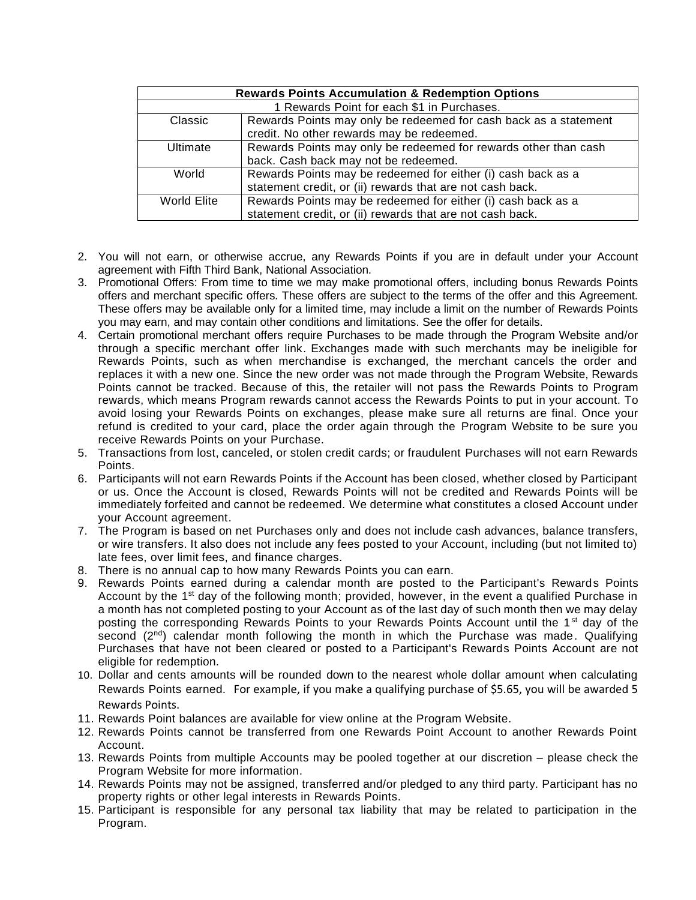| Rewards Points Accumulation & Redemption Options | |
|---|---|
| 1 Rewards Point for each $1 in Purchases. | |
| Classic | Rewards Points may only be redeemed for cash back as a statement credit. No other rewards may be redeemed. |
| Ultimate | Rewards Points may only be redeemed for rewards other than cash back. Cash back may not be redeemed. |
| World | Rewards Points may be redeemed for either (i) cash back as a statement credit, or (ii) rewards that are not cash back. |
| World Elite | Rewards Points may be redeemed for either (i) cash back as a statement credit, or (ii) rewards that are not cash back. |

2. You will not earn, or otherwise accrue, any Rewards Points if you are in default under your Account agreement with Fifth Third Bank, National Association.
3. Promotional Offers: From time to time we may make promotional offers, including bonus Rewards Points offers and merchant specific offers. These offers are subject to the terms of the offer and this Agreement. These offers may be available only for a limited time, may include a limit on the number of Rewards Points you may earn, and may contain other conditions and limitations. See the offer for details.
4. Certain promotional merchant offers require Purchases to be made through the Program Website and/or through a specific merchant offer link. Exchanges made with such merchants may be ineligible for Rewards Points, such as when merchandise is exchanged, the merchant cancels the order and replaces it with a new one. Since the new order was not made through the Program Website, Rewards Points cannot be tracked. Because of this, the retailer will not pass the Rewards Points to Program rewards, which means Program rewards cannot access the Rewards Points to put in your account. To avoid losing your Rewards Points on exchanges, please make sure all returns are final. Once your refund is credited to your card, place the order again through the Program Website to be sure you receive Rewards Points on your Purchase.
5. Transactions from lost, canceled, or stolen credit cards; or fraudulent Purchases will not earn Rewards Points.
6. Participants will not earn Rewards Points if the Account has been closed, whether closed by Participant or us. Once the Account is closed, Rewards Points will not be credited and Rewards Points will be immediately forfeited and cannot be redeemed. We determine what constitutes a closed Account under your Account agreement.
7. The Program is based on net Purchases only and does not include cash advances, balance transfers, or wire transfers. It also does not include any fees posted to your Account, including (but not limited to) late fees, over limit fees, and finance charges.
8. There is no annual cap to how many Rewards Points you can earn.
9. Rewards Points earned during a calendar month are posted to the Participant's Rewards Points Account by the 1st day of the following month; provided, however, in the event a qualified Purchase in a month has not completed posting to your Account as of the last day of such month then we may delay posting the corresponding Rewards Points to your Rewards Points Account until the 1st day of the second (2nd) calendar month following the month in which the Purchase was made. Qualifying Purchases that have not been cleared or posted to a Participant's Rewards Points Account are not eligible for redemption.
10. Dollar and cents amounts will be rounded down to the nearest whole dollar amount when calculating Rewards Points earned. For example, if you make a qualifying purchase of $5.65, you will be awarded 5 Rewards Points.
11. Rewards Point balances are available for view online at the Program Website.
12. Rewards Points cannot be transferred from one Rewards Point Account to another Rewards Point Account.
13. Rewards Points from multiple Accounts may be pooled together at our discretion – please check the Program Website for more information.
14. Rewards Points may not be assigned, transferred and/or pledged to any third party. Participant has no property rights or other legal interests in Rewards Points.
15. Participant is responsible for any personal tax liability that may be related to participation in the Program.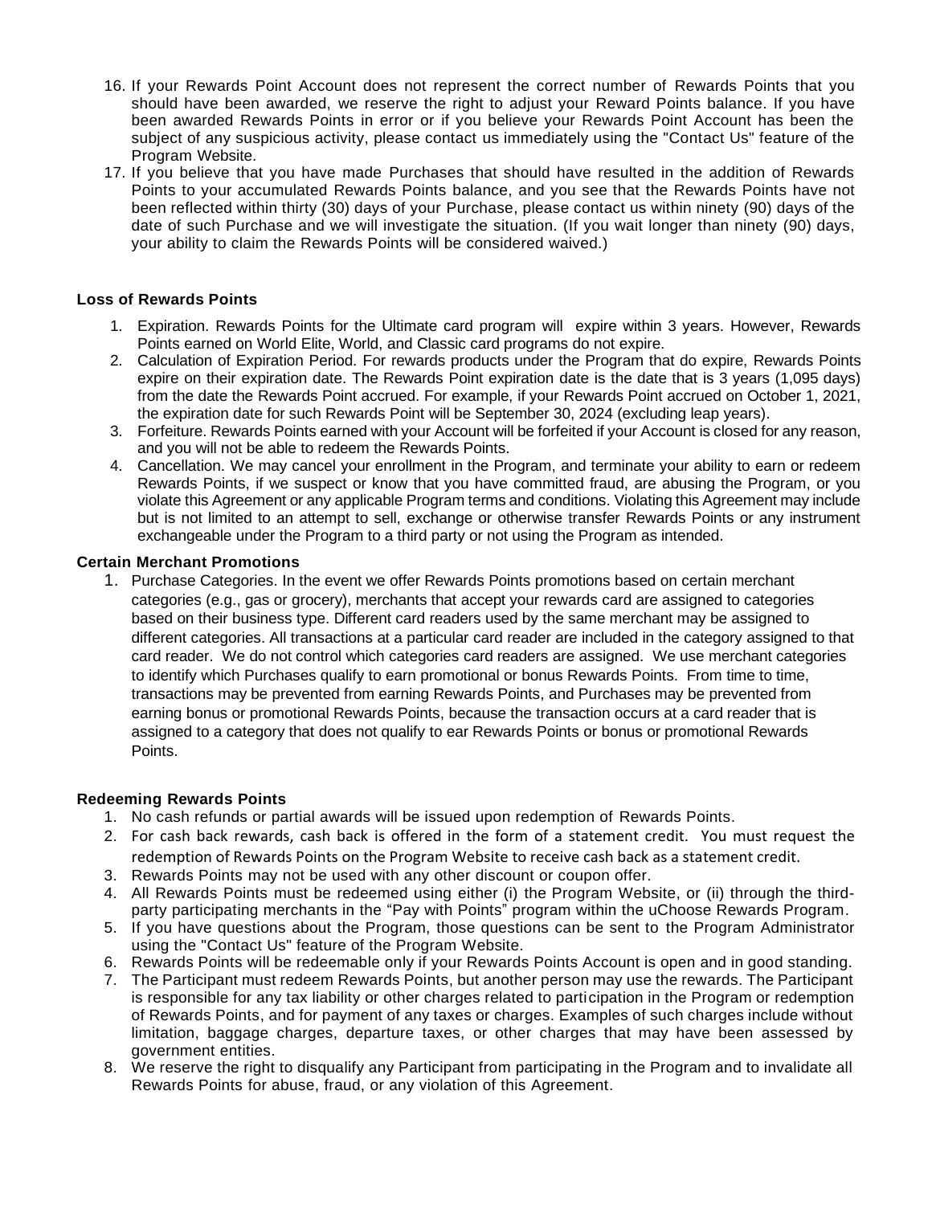16. If your Rewards Point Account does not represent the correct number of Rewards Points that you should have been awarded, we reserve the right to adjust your Reward Points balance. If you have been awarded Rewards Points in error or if you believe your Rewards Point Account has been the subject of any suspicious activity, please contact us immediately using the "Contact Us" feature of the Program Website.
17. If you believe that you have made Purchases that should have resulted in the addition of Rewards Points to your accumulated Rewards Points balance, and you see that the Rewards Points have not been reflected within thirty (30) days of your Purchase, please contact us within ninety (90) days of the date of such Purchase and we will investigate the situation. (If you wait longer than ninety (90) days, your ability to claim the Rewards Points will be considered waived.)

**Loss of Rewards Points**

1. Expiration. Rewards Points for the Ultimate card program will expire within 3 years. However, Rewards Points earned on World Elite, World, and Classic card programs do not expire.
2. Calculation of Expiration Period. For rewards products under the Program that do expire, Rewards Points expire on their expiration date. The Rewards Point expiration date is the date that is 3 years (1,095 days) from the date the Rewards Point accrued. For example, if your Rewards Point accrued on October 1, 2021, the expiration date for such Rewards Point will be September 30, 2024 (excluding leap years).
3. Forfeiture. Rewards Points earned with your Account will be forfeited if your Account is closed for any reason, and you will not be able to redeem the Rewards Points.
4. Cancellation. We may cancel your enrollment in the Program, and terminate your ability to earn or redeem Rewards Points, if we suspect or know that you have committed fraud, are abusing the Program, or you violate this Agreement or any applicable Program terms and conditions. Violating this Agreement may include but is not limited to an attempt to sell, exchange or otherwise transfer Rewards Points or any instrument exchangeable under the Program to a third party or not using the Program as intended.

**Certain Merchant Promotions**

1. Purchase Categories. In the event we offer Rewards Points promotions based on certain merchant categories (e.g., gas or grocery), merchants that accept your rewards card are assigned to categories based on their business type. Different card readers used by the same merchant may be assigned to different categories. All transactions at a particular card reader are included in the category assigned to that card reader. We do not control which categories card readers are assigned. We use merchant categories to identify which Purchases qualify to earn promotional or bonus Rewards Points. From time to time, transactions may be prevented from earning Rewards Points, and Purchases may be prevented from earning bonus or promotional Rewards Points, because the transaction occurs at a card reader that is assigned to a category that does not qualify to ear Rewards Points or bonus or promotional Rewards Points.

**Redeeming Rewards Points**

1. No cash refunds or partial awards will be issued upon redemption of Rewards Points.
2. For cash back rewards, cash back is offered in the form of a statement credit. You must request the redemption of Rewards Points on the Program Website to receive cash back as a statement credit.
3. Rewards Points may not be used with any other discount or coupon offer.
4. All Rewards Points must be redeemed using either (i) the Program Website, or (ii) through the third-party participating merchants in the "Pay with Points" program within the uChoose Rewards Program.
5. If you have questions about the Program, those questions can be sent to the Program Administrator using the "Contact Us" feature of the Program Website.
6. Rewards Points will be redeemable only if your Rewards Points Account is open and in good standing.
7. The Participant must redeem Rewards Points, but another person may use the rewards. The Participant is responsible for any tax liability or other charges related to participation in the Program or redemption of Rewards Points, and for payment of any taxes or charges. Examples of such charges include without limitation, baggage charges, departure taxes, or other charges that may have been assessed by government entities.
8. We reserve the right to disqualify any Participant from participating in the Program and to invalidate all Rewards Points for abuse, fraud, or any violation of this Agreement.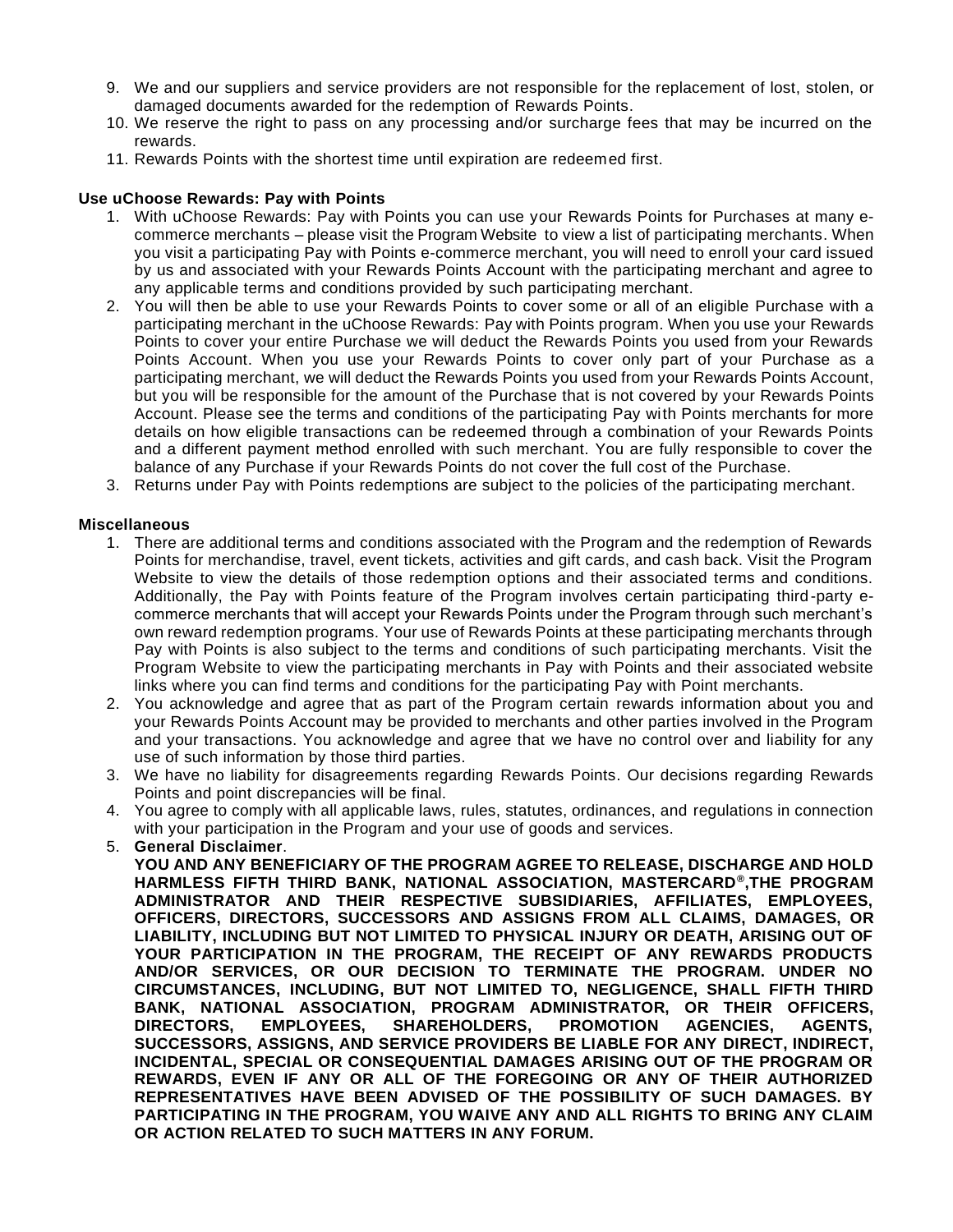9. We and our suppliers and service providers are not responsible for the replacement of lost, stolen, or damaged documents awarded for the redemption of Rewards Points.
10. We reserve the right to pass on any processing and/or surcharge fees that may be incurred on the rewards.
11. Rewards Points with the shortest time until expiration are redeemed first.

**Use uChoose Rewards: Pay with Points**

1. With uChoose Rewards: Pay with Points you can use your Rewards Points for Purchases at many e-commerce merchants – please visit the Program Website to view a list of participating merchants. When you visit a participating Pay with Points e-commerce merchant, you will need to enroll your card issued by us and associated with your Rewards Points Account with the participating merchant and agree to any applicable terms and conditions provided by such participating merchant.
2. You will then be able to use your Rewards Points to cover some or all of an eligible Purchase with a participating merchant in the uChoose Rewards: Pay with Points program. When you use your Rewards Points to cover your entire Purchase we will deduct the Rewards Points you used from your Rewards Points Account. When you use your Rewards Points to cover only part of your Purchase as a participating merchant, we will deduct the Rewards Points you used from your Rewards Points Account, but you will be responsible for the amount of the Purchase that is not covered by your Rewards Points Account. Please see the terms and conditions of the participating Pay with Points merchants for more details on how eligible transactions can be redeemed through a combination of your Rewards Points and a different payment method enrolled with such merchant. You are fully responsible to cover the balance of any Purchase if your Rewards Points do not cover the full cost of the Purchase.
3. Returns under Pay with Points redemptions are subject to the policies of the participating merchant.

**Miscellaneous**

1. There are additional terms and conditions associated with the Program and the redemption of Rewards Points for merchandise, travel, event tickets, activities and gift cards, and cash back. Visit the Program Website to view the details of those redemption options and their associated terms and conditions. Additionally, the Pay with Points feature of the Program involves certain participating third-party e-commerce merchants that will accept your Rewards Points under the Program through such merchant's own reward redemption programs. Your use of Rewards Points at these participating merchants through Pay with Points is also subject to the terms and conditions of such participating merchants. Visit the Program Website to view the participating merchants in Pay with Points and their associated website links where you can find terms and conditions for the participating Pay with Point merchants.
2. You acknowledge and agree that as part of the Program certain rewards information about you and your Rewards Points Account may be provided to merchants and other parties involved in the Program and your transactions. You acknowledge and agree that we have no control over and liability for any use of such information by those third parties.
3. We have no liability for disagreements regarding Rewards Points. Our decisions regarding Rewards Points and point discrepancies will be final.
4. You agree to comply with all applicable laws, rules, statutes, ordinances, and regulations in connection with your participation in the Program and your use of goods and services.
5. **General Disclaimer**.
   **YOU AND ANY BENEFICIARY OF THE PROGRAM AGREE TO RELEASE, DISCHARGE AND HOLD HARMLESS FIFTH THIRD BANK, NATIONAL ASSOCIATION, MASTERCARD®,THE PROGRAM ADMINISTRATOR AND THEIR RESPECTIVE SUBSIDIARIES, AFFILIATES, EMPLOYEES, OFFICERS, DIRECTORS, SUCCESSORS AND ASSIGNS FROM ALL CLAIMS, DAMAGES, OR LIABILITY, INCLUDING BUT NOT LIMITED TO PHYSICAL INJURY OR DEATH, ARISING OUT OF YOUR PARTICIPATION IN THE PROGRAM, THE RECEIPT OF ANY REWARDS PRODUCTS AND/OR SERVICES, OR OUR DECISION TO TERMINATE THE PROGRAM. UNDER NO CIRCUMSTANCES, INCLUDING, BUT NOT LIMITED TO, NEGLIGENCE, SHALL FIFTH THIRD BANK, NATIONAL ASSOCIATION, PROGRAM ADMINISTRATOR, OR THEIR OFFICERS, DIRECTORS, EMPLOYEES, SHAREHOLDERS, PROMOTION AGENCIES, AGENTS, SUCCESSORS, ASSIGNS, AND SERVICE PROVIDERS BE LIABLE FOR ANY DIRECT, INDIRECT, INCIDENTAL, SPECIAL OR CONSEQUENTIAL DAMAGES ARISING OUT OF THE PROGRAM OR REWARDS, EVEN IF ANY OR ALL OF THE FOREGOING OR ANY OF THEIR AUTHORIZED REPRESENTATIVES HAVE BEEN ADVISED OF THE POSSIBILITY OF SUCH DAMAGES. BY PARTICIPATING IN THE PROGRAM, YOU WAIVE ANY AND ALL RIGHTS TO BRING ANY CLAIM OR ACTION RELATED TO SUCH MATTERS IN ANY FORUM.**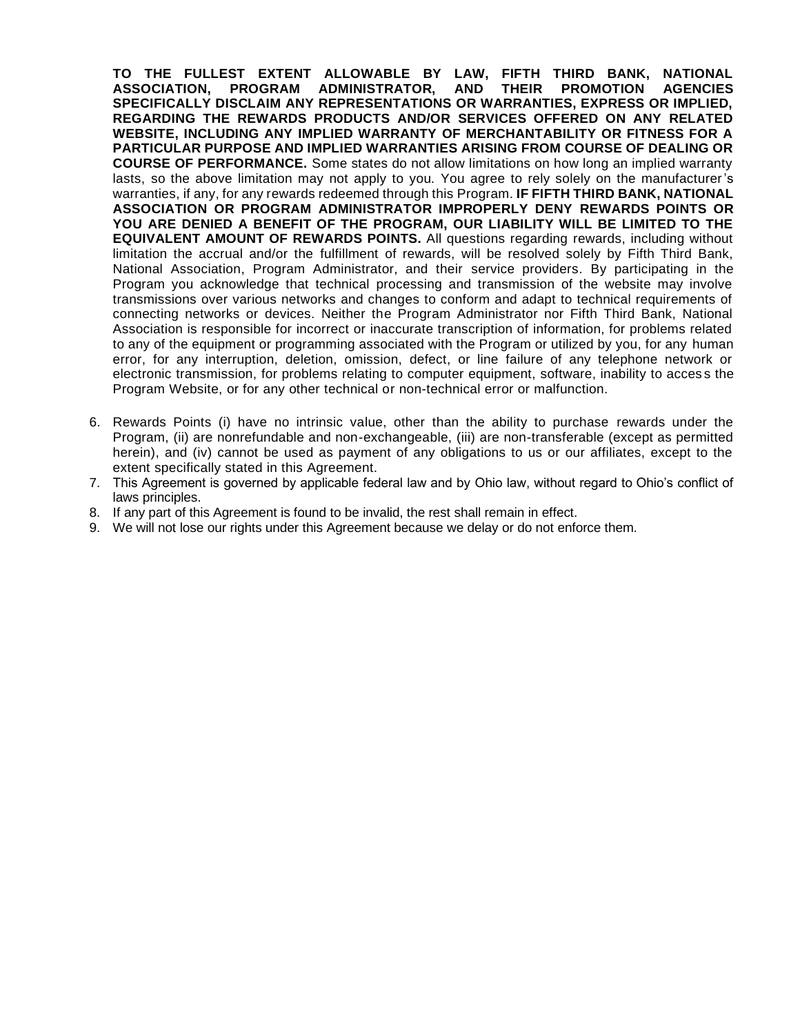**TO THE FULLEST EXTENT ALLOWABLE BY LAW, FIFTH THIRD BANK, NATIONAL ASSOCIATION, PROGRAM ADMINISTRATOR, AND THEIR PROMOTION AGENCIES SPECIFICALLY DISCLAIM ANY REPRESENTATIONS OR WARRANTIES, EXPRESS OR IMPLIED, REGARDING THE REWARDS PRODUCTS AND/OR SERVICES OFFERED ON ANY RELATED WEBSITE, INCLUDING ANY IMPLIED WARRANTY OF MERCHANTABILITY OR FITNESS FOR A PARTICULAR PURPOSE AND IMPLIED WARRANTIES ARISING FROM COURSE OF DEALING OR COURSE OF PERFORMANCE.** Some states do not allow limitations on how long an implied warranty lasts, so the above limitation may not apply to you. You agree to rely solely on the manufacturer's warranties, if any, for any rewards redeemed through this Program. **IF FIFTH THIRD BANK, NATIONAL ASSOCIATION OR PROGRAM ADMINISTRATOR IMPROPERLY DENY REWARDS POINTS OR YOU ARE DENIED A BENEFIT OF THE PROGRAM, OUR LIABILITY WILL BE LIMITED TO THE EQUIVALENT AMOUNT OF REWARDS POINTS.** All questions regarding rewards, including without limitation the accrual and/or the fulfillment of rewards, will be resolved solely by Fifth Third Bank, National Association, Program Administrator, and their service providers. By participating in the Program you acknowledge that technical processing and transmission of the website may involve transmissions over various networks and changes to conform and adapt to technical requirements of connecting networks or devices. Neither the Program Administrator nor Fifth Third Bank, National Association is responsible for incorrect or inaccurate transcription of information, for problems related to any of the equipment or programming associated with the Program or utilized by you, for any human error, for any interruption, deletion, omission, defect, or line failure of any telephone network or electronic transmission, for problems relating to computer equipment, software, inability to access the Program Website, or for any other technical or non-technical error or malfunction.

6. Rewards Points (i) have no intrinsic value, other than the ability to purchase rewards under the Program, (ii) are nonrefundable and non-exchangeable, (iii) are non-transferable (except as permitted herein), and (iv) cannot be used as payment of any obligations to us or our affiliates, except to the extent specifically stated in this Agreement.
7. This Agreement is governed by applicable federal law and by Ohio law, without regard to Ohio's conflict of laws principles.
8. If any part of this Agreement is found to be invalid, the rest shall remain in effect.
9. We will not lose our rights under this Agreement because we delay or do not enforce them.